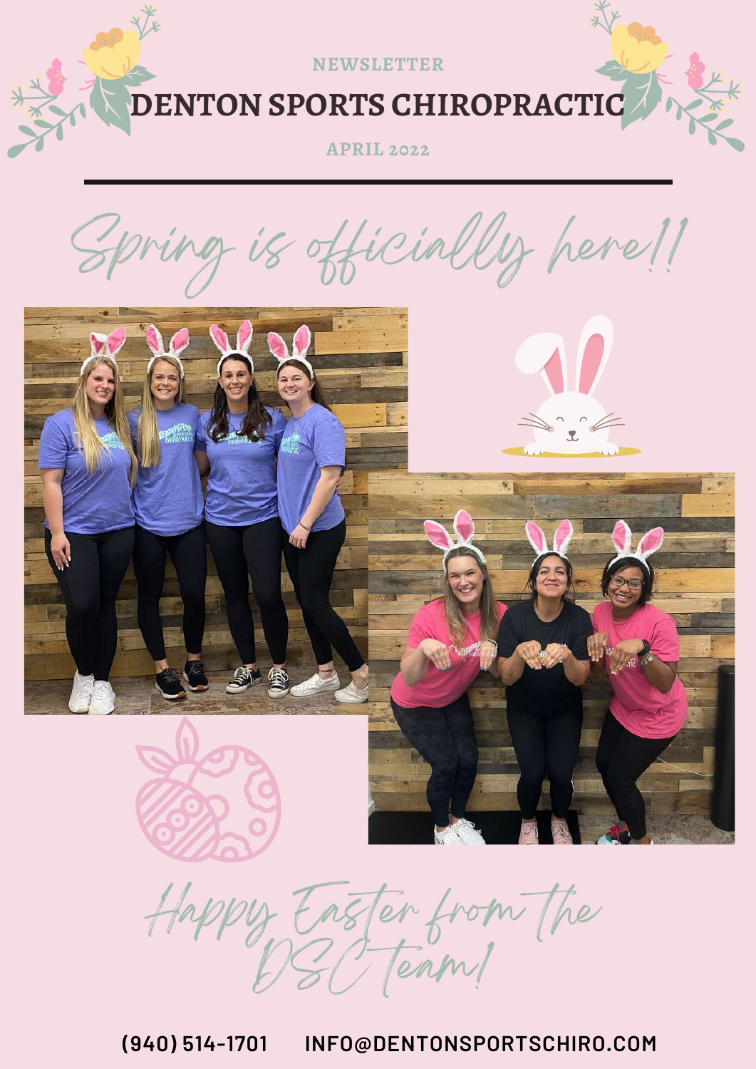NEWSLETTER

# DENTON SPORTS CHIROPRACTIC

APRIL 2022

---

## Spring is officially here!!

## Happy Easter from the DSC team!

(940) 514-1701 INFO@DENTONSPORTSCHIRO.COM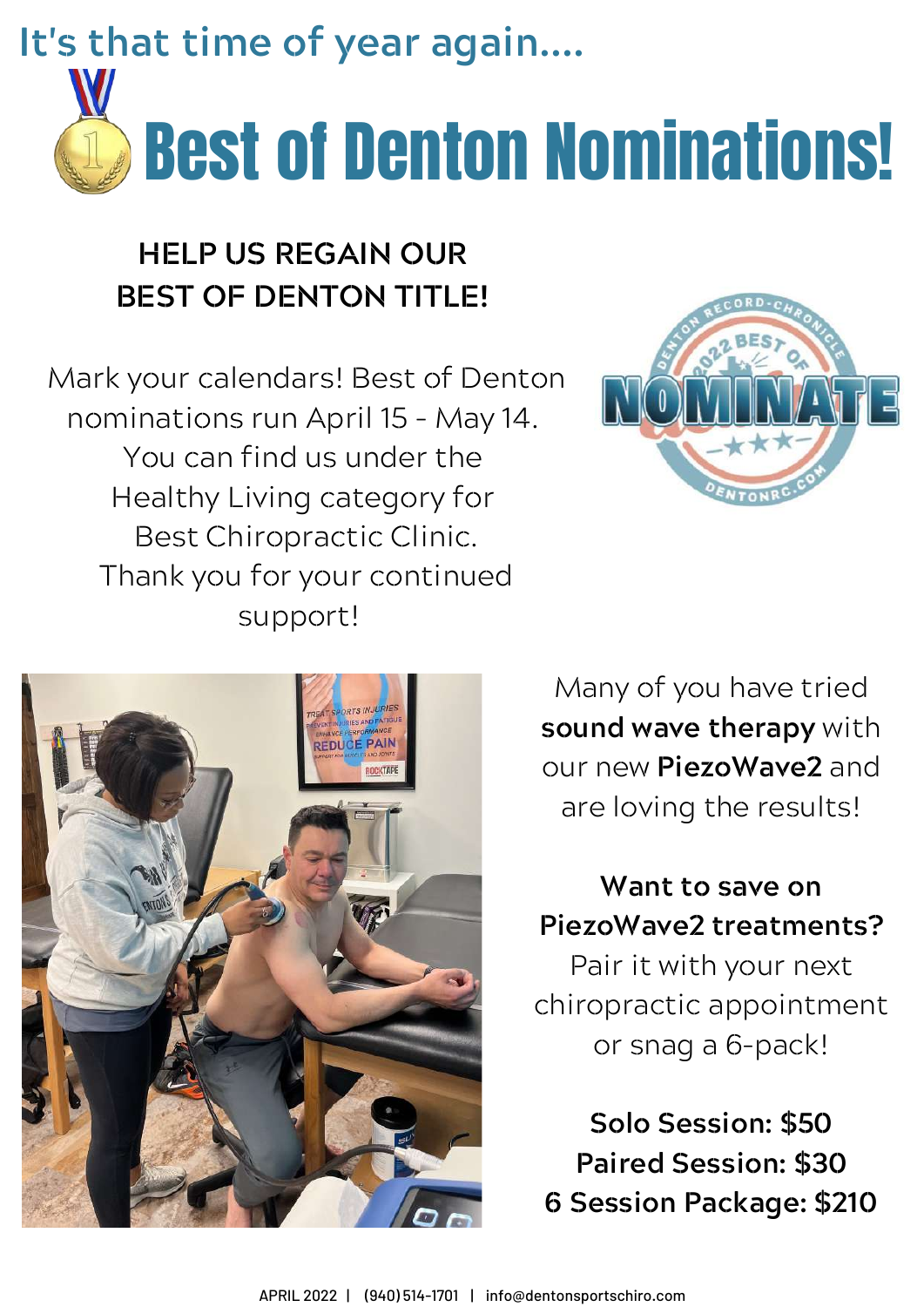It's that time of year again....

# Best of Denton Nominations!

**HELP US REGAIN OUR BEST OF DENTON TITLE!**

Mark your calendars! Best of Denton nominations run April 15 - May 14. You can find us under the Healthy Living category for Best Chiropractic Clinic. Thank you for your continued support!

Many of you have tried **sound wave therapy** with our new **PiezoWave2** and are loving the results!

**Want to save on PiezoWave2 treatments?** Pair it with your next chiropractic appointment or snag a 6-pack!

**Solo Session: $50**
**Paired Session: $30**
**6 Session Package: $210**

APRIL 2022 | (940) 514-1701 | info@dentonsportschiro.com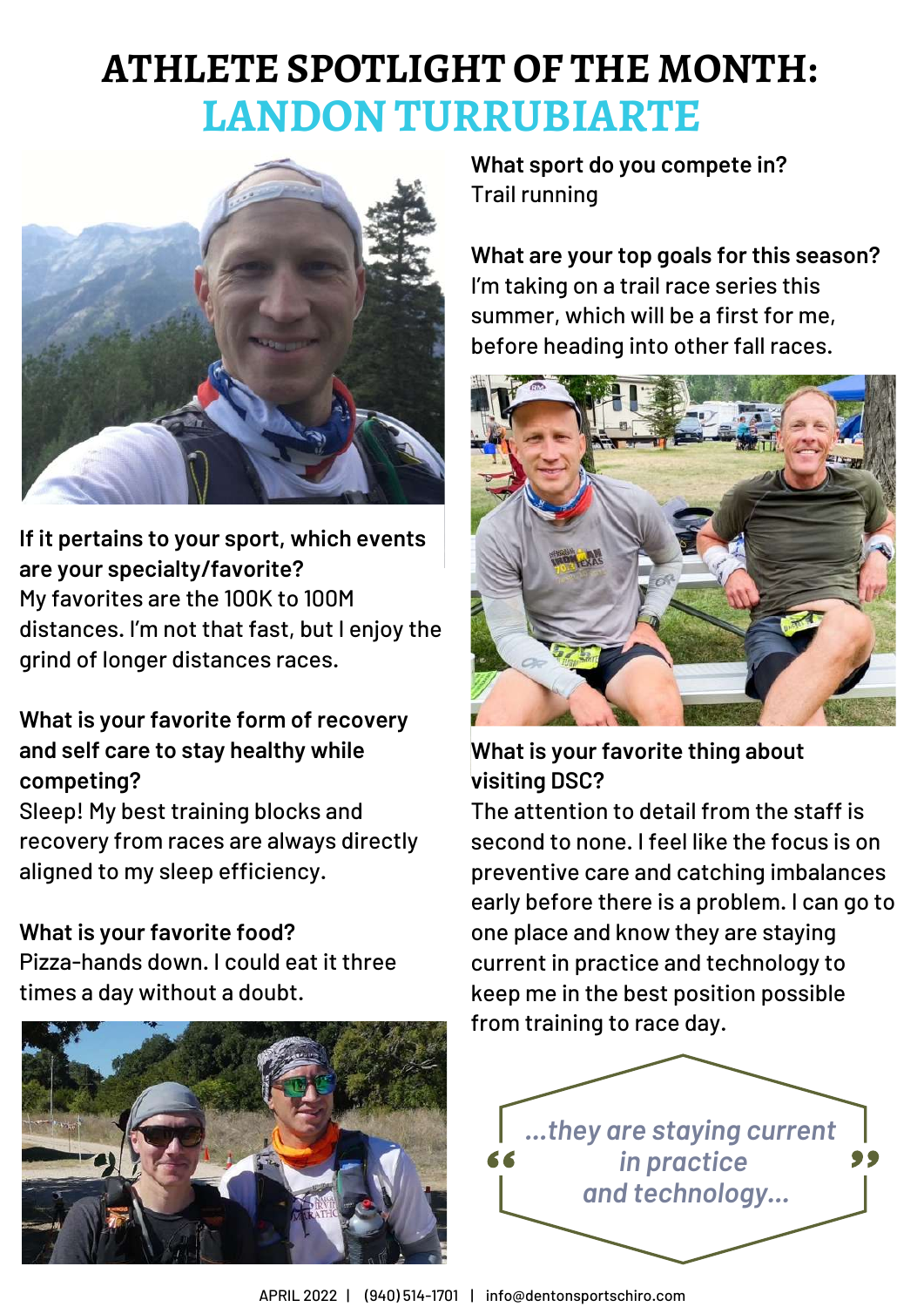# ATHLETE SPOTLIGHT OF THE MONTH: LANDON TURRUBIARTE

**If it pertains to your sport, which events are your specialty/favorite?**
My favorites are the 100K to 100M distances. I'm not that fast, but I enjoy the grind of longer distances races.

**What is your favorite form of recovery and self care to stay healthy while competing?**
Sleep! My best training blocks and recovery from races are always directly aligned to my sleep efficiency.

**What is your favorite food?**
Pizza-hands down. I could eat it three times a day without a doubt.

**What sport do you compete in?**
Trail running

**What are your top goals for this season?**
I'm taking on a trail race series this summer, which will be a first for me, before heading into other fall races.

**What is your favorite thing about visiting DSC?**
The attention to detail from the staff is second to none. I feel like the focus is on preventive care and catching imbalances early before there is a problem. I can go to one place and know they are staying current in practice and technology to keep me in the best position possible from training to race day.

> *"...they are staying current in practice and technology..."*

APRIL 2022 | (940) 514-1701 | info@dentonsportschiro.com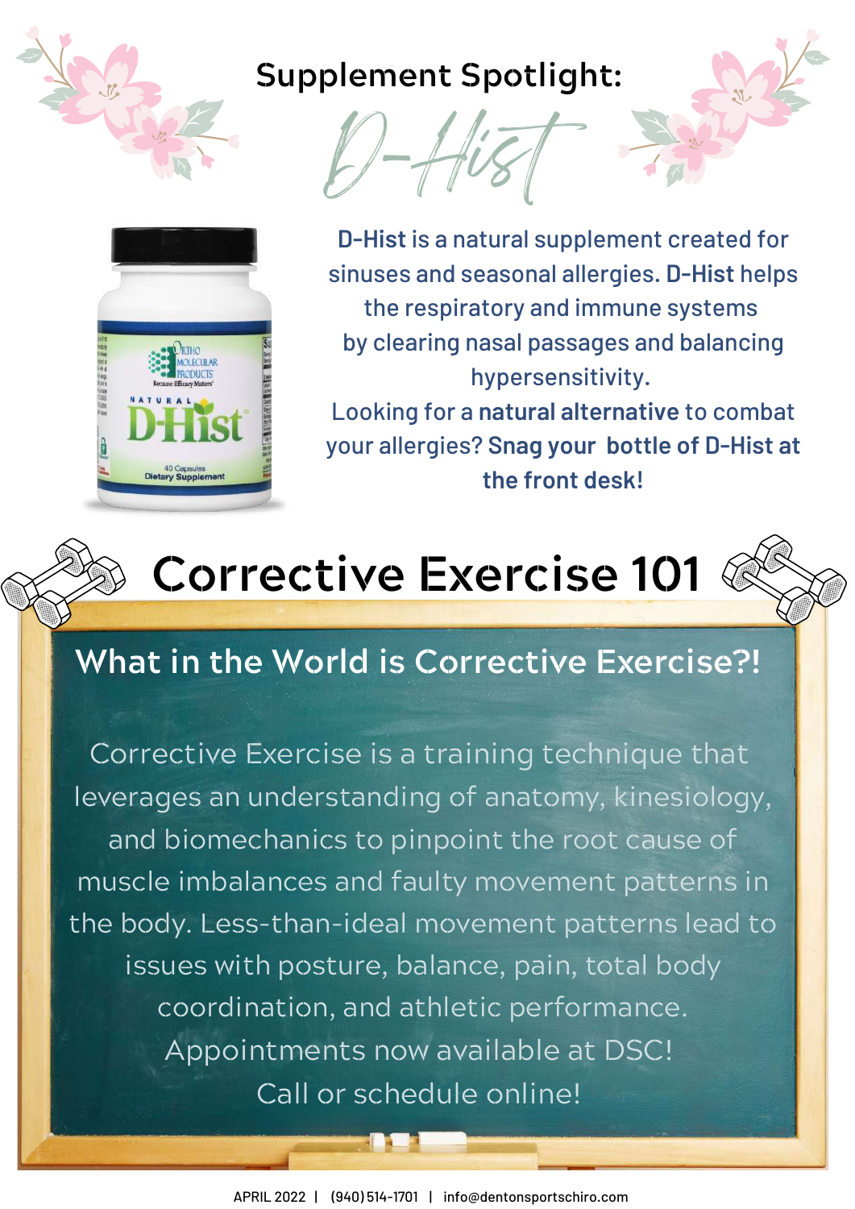# Supplement Spotlight: D-Hist

**D-Hist** is a natural supplement created for sinuses and seasonal allergies. **D-Hist** helps the respiratory and immune systems by clearing nasal passages and balancing hypersensitivity.

Looking for a **natural alternative** to combat your allergies? **Snag your bottle of D-Hist at the front desk!**

# Corrective Exercise 101

## What in the World is Corrective Exercise?!

Corrective Exercise is a training technique that leverages an understanding of anatomy, kinesiology, and biomechanics to pinpoint the root cause of muscle imbalances and faulty movement patterns in the body. Less-than-ideal movement patterns lead to issues with posture, balance, pain, total body coordination, and athletic performance.

Appointments now available at DSC!

Call or schedule online!

APRIL 2022 | (940) 514-1701 | info@dentonsportschiro.com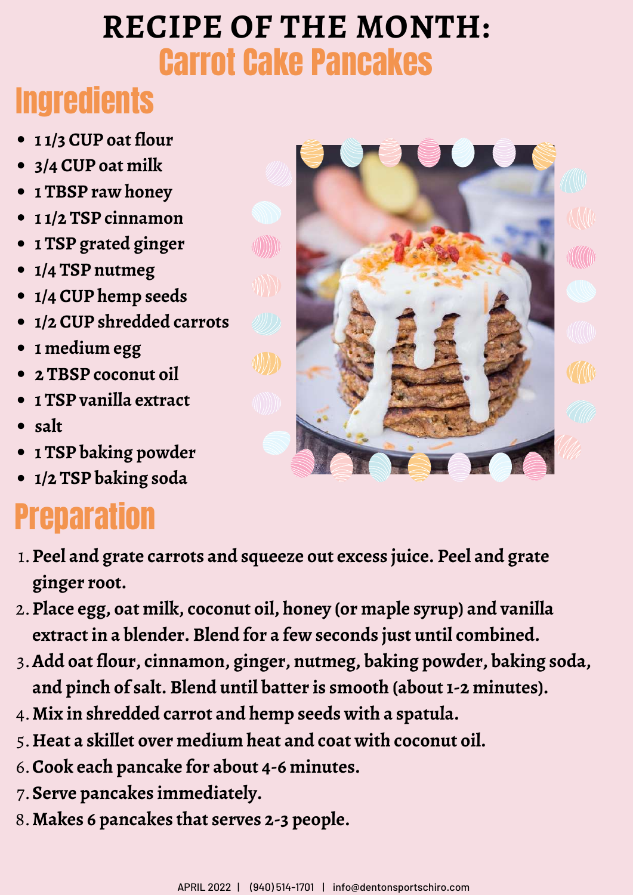# RECIPE OF THE MONTH:

# Carrot Cake Pancakes

## Ingredients

- 1 1/3 CUP oat flour
- 3/4 CUP oat milk
- 1 TBSP raw honey
- 1 1/2 TSP cinnamon
- 1 TSP grated ginger
- 1/4 TSP nutmeg
- 1/4 CUP hemp seeds
- 1/2 CUP shredded carrots
- 1 medium egg
- 2 TBSP coconut oil
- 1 TSP vanilla extract
- salt
- 1 TSP baking powder
- 1/2 TSP baking soda

## Preparation

1. Peel and grate carrots and squeeze out excess juice. Peel and grate ginger root.
2. Place egg, oat milk, coconut oil, honey (or maple syrup) and vanilla extract in a blender. Blend for a few seconds just until combined.
3. Add oat flour, cinnamon, ginger, nutmeg, baking powder, baking soda, and pinch of salt. Blend until batter is smooth (about 1-2 minutes).
4. Mix in shredded carrot and hemp seeds with a spatula.
5. Heat a skillet over medium heat and coat with coconut oil.
6. Cook each pancake for about 4-6 minutes.
7. Serve pancakes immediately.
8. Makes 6 pancakes that serves 2-3 people.

APRIL 2022 | (940) 514-1701 | info@dentonsportschiro.com